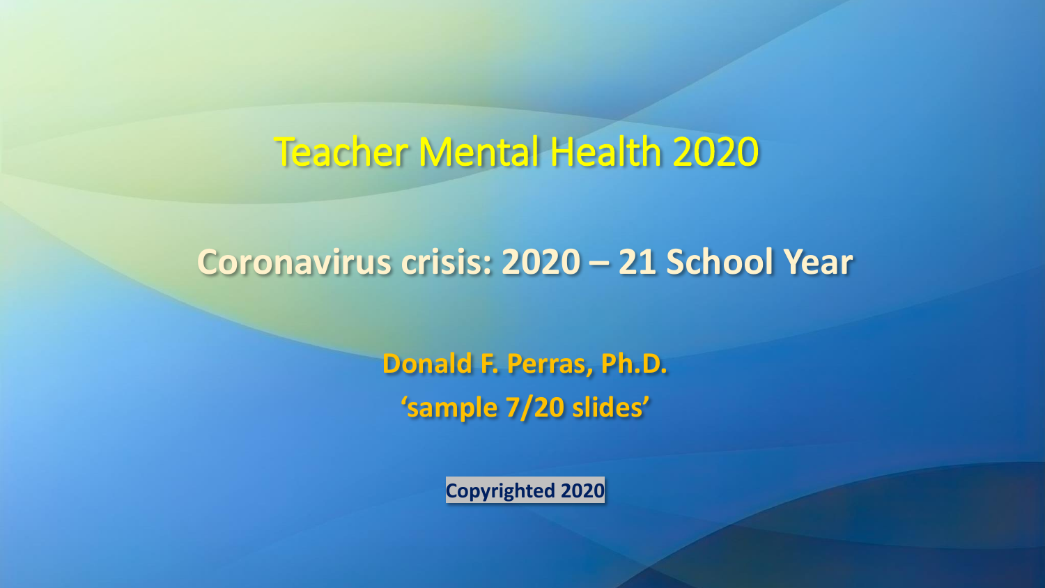# Teacher Mental Health 2020

## Coronavirus crisis: 2020 – 21 School Year

**Donald F. Perras, Ph.D.**

**‘sample 7/20 slides’**

**Copyrighted 2020**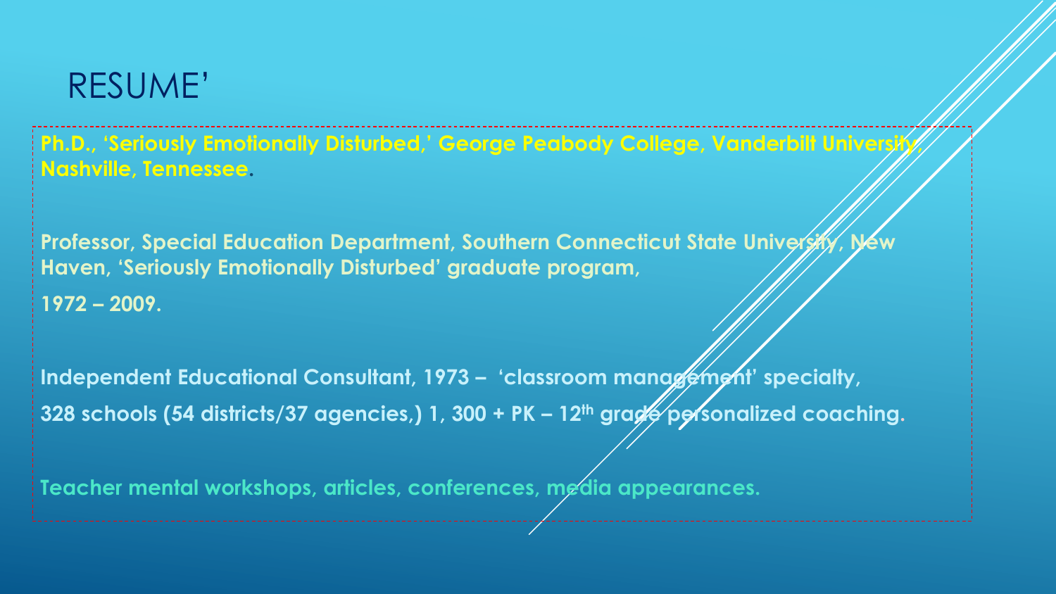# RESUME'

**Ph.D., 'Seriously Emotionally Disturbed,' George Peabody College, Vanderbilt University, Nashville, Tennessee.**

**Professor, Special Education Department, Southern Connecticut State University, New Haven, 'Seriously Emotionally Disturbed' graduate program,**

**1972 – 2009.**

**Independent Educational Consultant, 1973 – 'classroom management' specialty,**

**328 schools (54 districts/37 agencies,) 1, 300 + PK – 12th grade personalized coaching.**

**Teacher mental workshops, articles, conferences, media appearances.**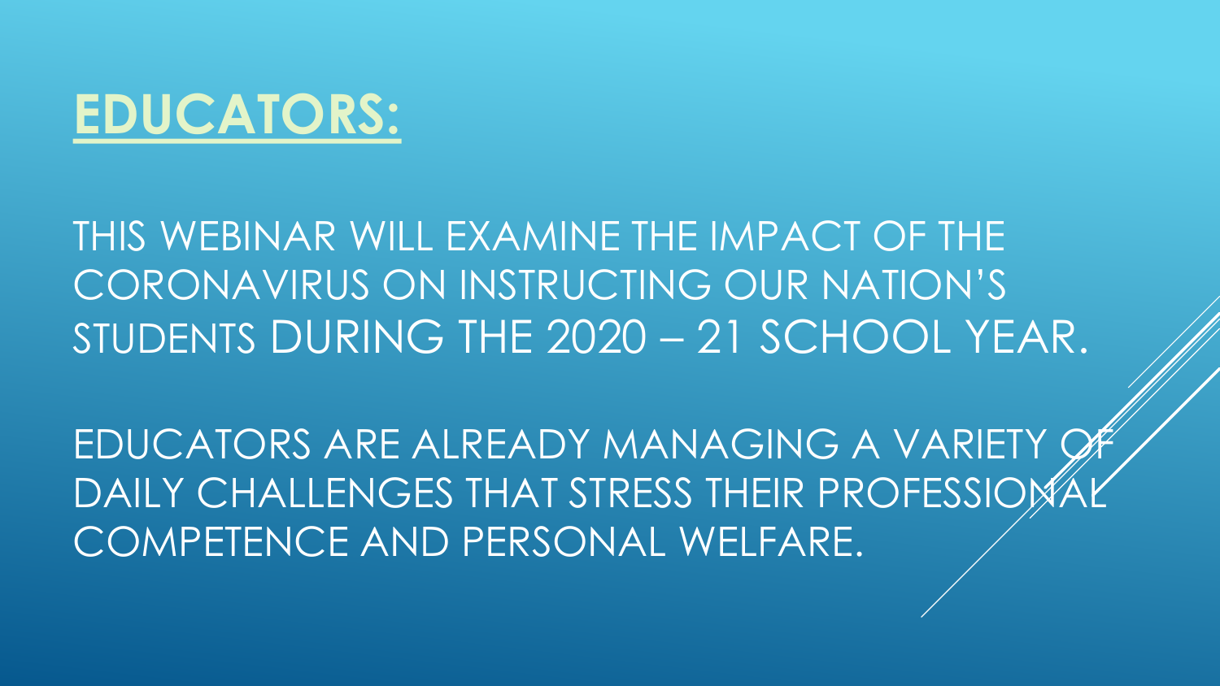# EDUCATORS:

THIS WEBINAR WILL EXAMINE THE IMPACT OF THE CORONAVIRUS ON INSTRUCTING OUR NATION'S STUDENTS DURING THE 2020 – 21 SCHOOL YEAR.

EDUCATORS ARE ALREADY MANAGING A VARIETY OF DAILY CHALLENGES THAT STRESS THEIR PROFESSIONAL COMPETENCE AND PERSONAL WELFARE.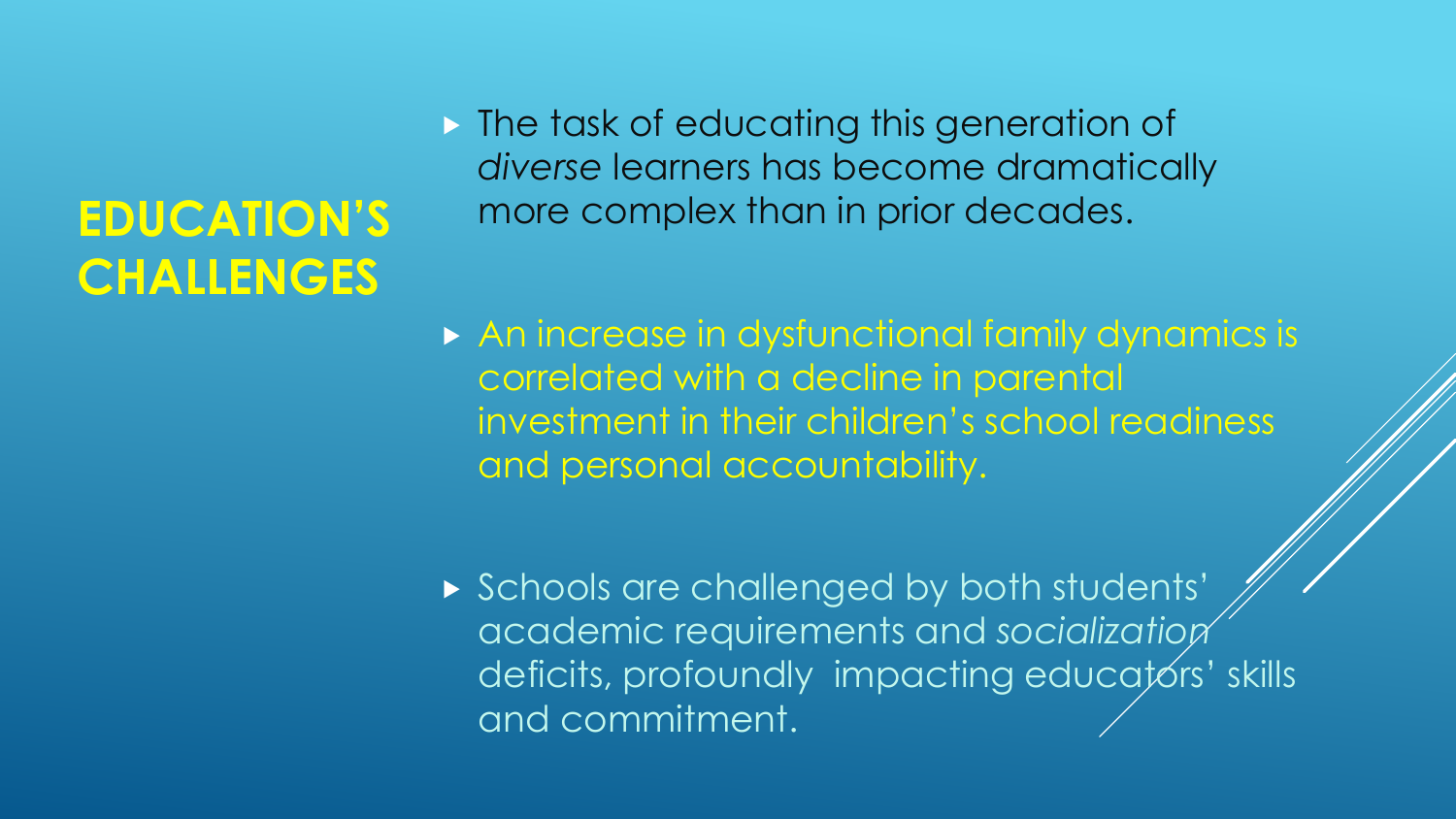# EDUCATION'S CHALLENGES

- The task of educating this generation of *diverse* learners has become dramatically more complex than in prior decades.

- An increase in dysfunctional family dynamics is correlated with a decline in parental investment in their children's school readiness and personal accountability.

- Schools are challenged by both students' academic requirements and *socialization* deficits, profoundly impacting educators' skills and commitment.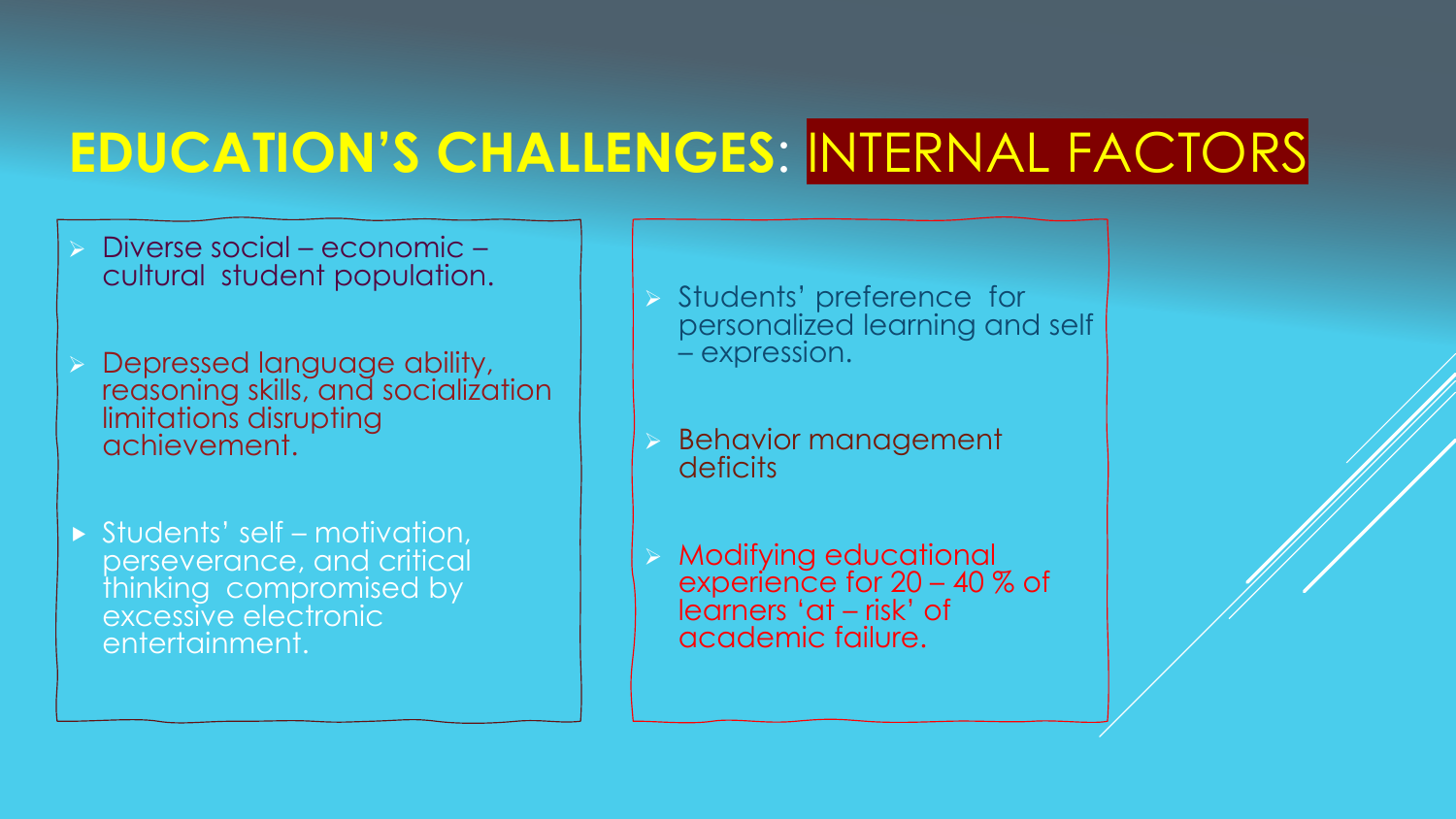# EDUCATION'S CHALLENGES: INTERNAL FACTORS

- Diverse social – economic – cultural student population.
- Depressed language ability, reasoning skills, and socialization limitations disrupting achievement.
- Students' self – motivation, perseverance, and critical thinking compromised by excessive electronic entertainment.

- Students' preference for personalized learning and self – expression.
- Behavior management deficits
- Modifying educational experience for 20 – 40 % of learners 'at – risk' of academic failure.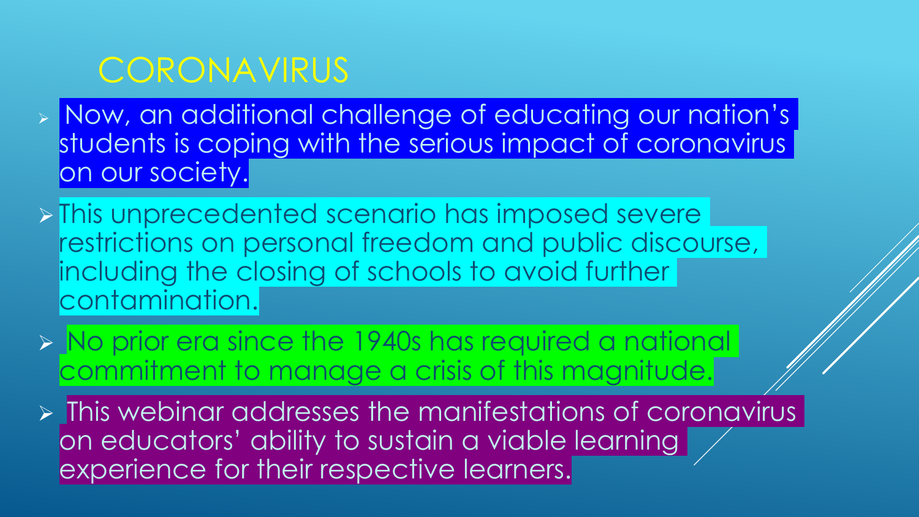# CORONAVIRUS

- Now, an additional challenge of educating our nation's students is coping with the serious impact of coronavirus on our society.
- This unprecedented scenario has imposed severe restrictions on personal freedom and public discourse, including the closing of schools to avoid further contamination.
- No prior era since the 1940s has required a national commitment to manage a crisis of this magnitude.
- This webinar addresses the manifestations of coronavirus on educators' ability to sustain a viable learning experience for their respective learners.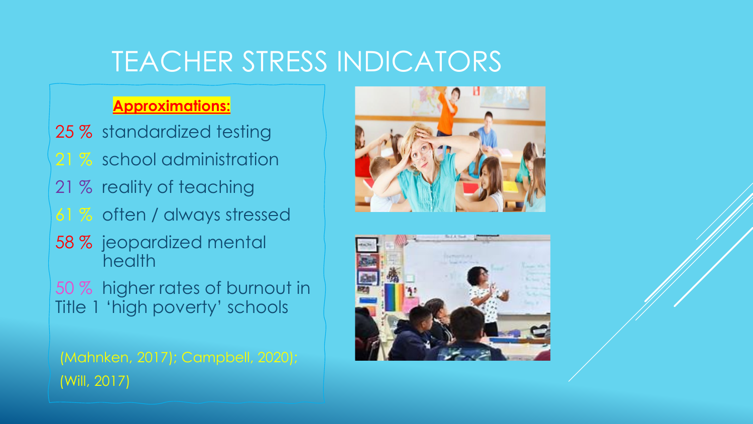# TEACHER STRESS INDICATORS

**Approximations:**

- 25 % standardized testing
- 21 % school administration
- 21 % reality of teaching
- 61 % often / always stressed
- 58 % jeopardized mental health
- 50 % higher rates of burnout in Title 1 'high poverty' schools

(Mahnken, 2017); Campbell, 2020); (Will, 2017)